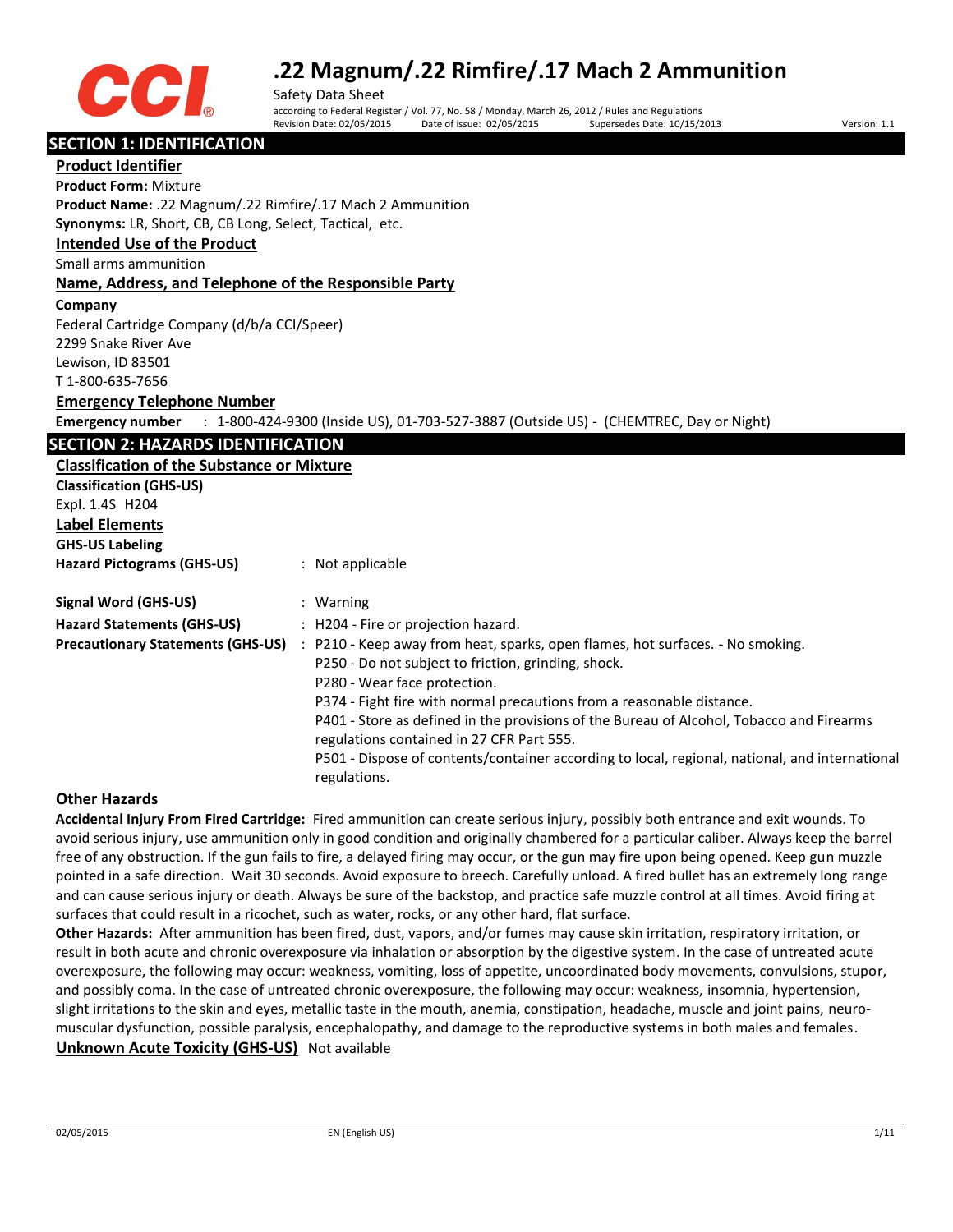# .22 Magnum/.22 Rimfire/.17 Mach 2 Ammunition

Safety Data Sheet

according to Federal Register / Vol. 77, No. 58 / Monday, March 26, 2012 / Rules and Regulations

Revision Date: 02/05/2015 Date of issue: 02/05/2015 Supersedes Date: 10/15/2013 Version: 1.1

## SECTION 1: IDENTIFICATION

### Product Identifier

**Product Form:** Mixture

**Product Name:** .22 Magnum/.22 Rimfire/.17 Mach 2 Ammunition

**Synonyms:** LR, Short, CB, CB Long, Select, Tactical, etc.

### Intended Use of the Product

Small arms ammunition

### Name, Address, and Telephone of the Responsible Party

**Company**

Federal Cartridge Company (d/b/a CCI/Speer)
2299 Snake River Ave
Lewison, ID 83501
T 1-800-635-7656

### Emergency Telephone Number

**Emergency number** : 1-800-424-9300 (Inside US), 01-703-527-3887 (Outside US) - (CHEMTREC, Day or Night)

## SECTION 2: HAZARDS IDENTIFICATION

### Classification of the Substance or Mixture

**Classification (GHS-US)**

Expl. 1.4S H204

### Label Elements

**GHS-US Labeling**

**Hazard Pictograms (GHS-US)** : Not applicable

**Signal Word (GHS-US)** : Warning

**Hazard Statements (GHS-US)** : H204 - Fire or projection hazard.

**Precautionary Statements (GHS-US)** : P210 - Keep away from heat, sparks, open flames, hot surfaces. - No smoking.
P250 - Do not subject to friction, grinding, shock.
P280 - Wear face protection.
P374 - Fight fire with normal precautions from a reasonable distance.
P401 - Store as defined in the provisions of the Bureau of Alcohol, Tobacco and Firearms regulations contained in 27 CFR Part 555.
P501 - Dispose of contents/container according to local, regional, national, and international regulations.

### Other Hazards

**Accidental Injury From Fired Cartridge:** Fired ammunition can create serious injury, possibly both entrance and exit wounds. To avoid serious injury, use ammunition only in good condition and originally chambered for a particular caliber. Always keep the barrel free of any obstruction. If the gun fails to fire, a delayed firing may occur, or the gun may fire upon being opened. Keep gun muzzle pointed in a safe direction. Wait 30 seconds. Avoid exposure to breech. Carefully unload. A fired bullet has an extremely long range and can cause serious injury or death. Always be sure of the backstop, and practice safe muzzle control at all times. Avoid firing at surfaces that could result in a ricochet, such as water, rocks, or any other hard, flat surface.

**Other Hazards:** After ammunition has been fired, dust, vapors, and/or fumes may cause skin irritation, respiratory irritation, or result in both acute and chronic overexposure via inhalation or absorption by the digestive system. In the case of untreated acute overexposure, the following may occur: weakness, vomiting, loss of appetite, uncoordinated body movements, convulsions, stupor, and possibly coma. In the case of untreated chronic overexposure, the following may occur: weakness, insomnia, hypertension, slight irritations to the skin and eyes, metallic taste in the mouth, anemia, constipation, headache, muscle and joint pains, neuro-muscular dysfunction, possible paralysis, encephalopathy, and damage to the reproductive systems in both males and females.

### Unknown Acute Toxicity (GHS-US)

Not available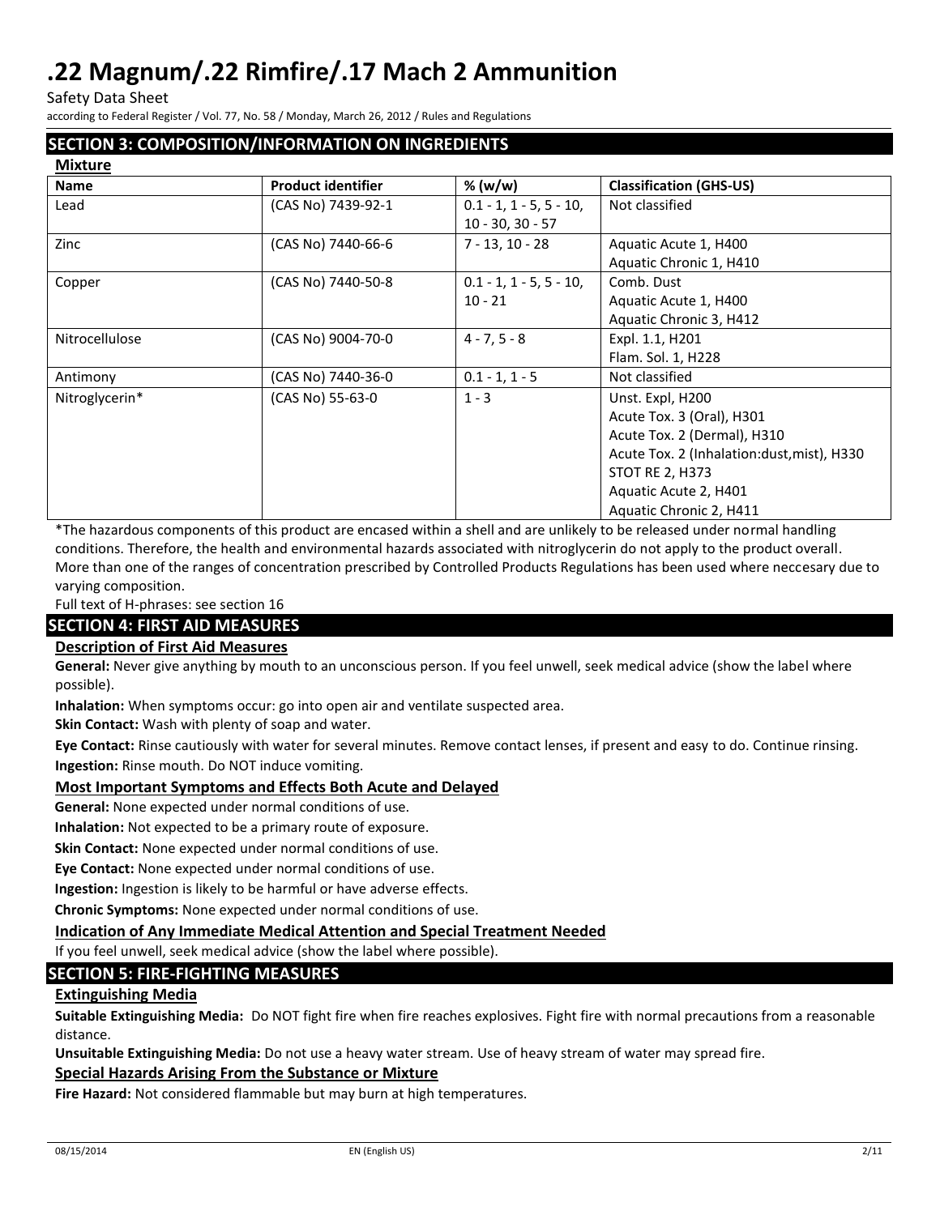## SECTION 3: COMPOSITION/INFORMATION ON INGREDIENTS

**Mixture**

| Name | Product identifier | % (w/w) | Classification (GHS-US) |
|---|---|---|---|
| Lead | (CAS No) 7439-92-1 | 0.1 - 1, 1 - 5, 5 - 10, 10 - 30, 30 - 57 | Not classified |
| Zinc | (CAS No) 7440-66-6 | 7 - 13, 10 - 28 | Aquatic Acute 1, H400<br>Aquatic Chronic 1, H410 |
| Copper | (CAS No) 7440-50-8 | 0.1 - 1, 1 - 5, 5 - 10, 10 - 21 | Comb. Dust<br>Aquatic Acute 1, H400<br>Aquatic Chronic 3, H412 |
| Nitrocellulose | (CAS No) 9004-70-0 | 4 - 7, 5 - 8 | Expl. 1.1, H201<br>Flam. Sol. 1, H228 |
| Antimony | (CAS No) 7440-36-0 | 0.1 - 1, 1 - 5 | Not classified |
| Nitroglycerin* | (CAS No) 55-63-0 | 1 - 3 | Unst. Expl, H200<br>Acute Tox. 3 (Oral), H301<br>Acute Tox. 2 (Dermal), H310<br>Acute Tox. 2 (Inhalation:dust,mist), H330<br>STOT RE 2, H373<br>Aquatic Acute 2, H401<br>Aquatic Chronic 2, H411 |

*The hazardous components of this product are encased within a shell and are unlikely to be released under normal handling conditions. Therefore, the health and environmental hazards associated with nitroglycerin do not apply to the product overall. More than one of the ranges of concentration prescribed by Controlled Products Regulations has been used where neccesary due to varying composition.

Full text of H-phrases: see section 16

## SECTION 4: FIRST AID MEASURES

### Description of First Aid Measures

**General:** Never give anything by mouth to an unconscious person. If you feel unwell, seek medical advice (show the label where possible).

**Inhalation:** When symptoms occur: go into open air and ventilate suspected area.

**Skin Contact:** Wash with plenty of soap and water.

**Eye Contact:** Rinse cautiously with water for several minutes. Remove contact lenses, if present and easy to do. Continue rinsing.

**Ingestion:** Rinse mouth. Do NOT induce vomiting.

### Most Important Symptoms and Effects Both Acute and Delayed

**General:** None expected under normal conditions of use.

**Inhalation:** Not expected to be a primary route of exposure.

**Skin Contact:** None expected under normal conditions of use.

**Eye Contact:** None expected under normal conditions of use.

**Ingestion:** Ingestion is likely to be harmful or have adverse effects.

**Chronic Symptoms:** None expected under normal conditions of use.

### Indication of Any Immediate Medical Attention and Special Treatment Needed

If you feel unwell, seek medical advice (show the label where possible).

## SECTION 5: FIRE-FIGHTING MEASURES

### Extinguishing Media

**Suitable Extinguishing Media:** Do NOT fight fire when fire reaches explosives. Fight fire with normal precautions from a reasonable distance.

**Unsuitable Extinguishing Media:** Do not use a heavy water stream. Use of heavy stream of water may spread fire.

### Special Hazards Arising From the Substance or Mixture

**Fire Hazard:** Not considered flammable but may burn at high temperatures.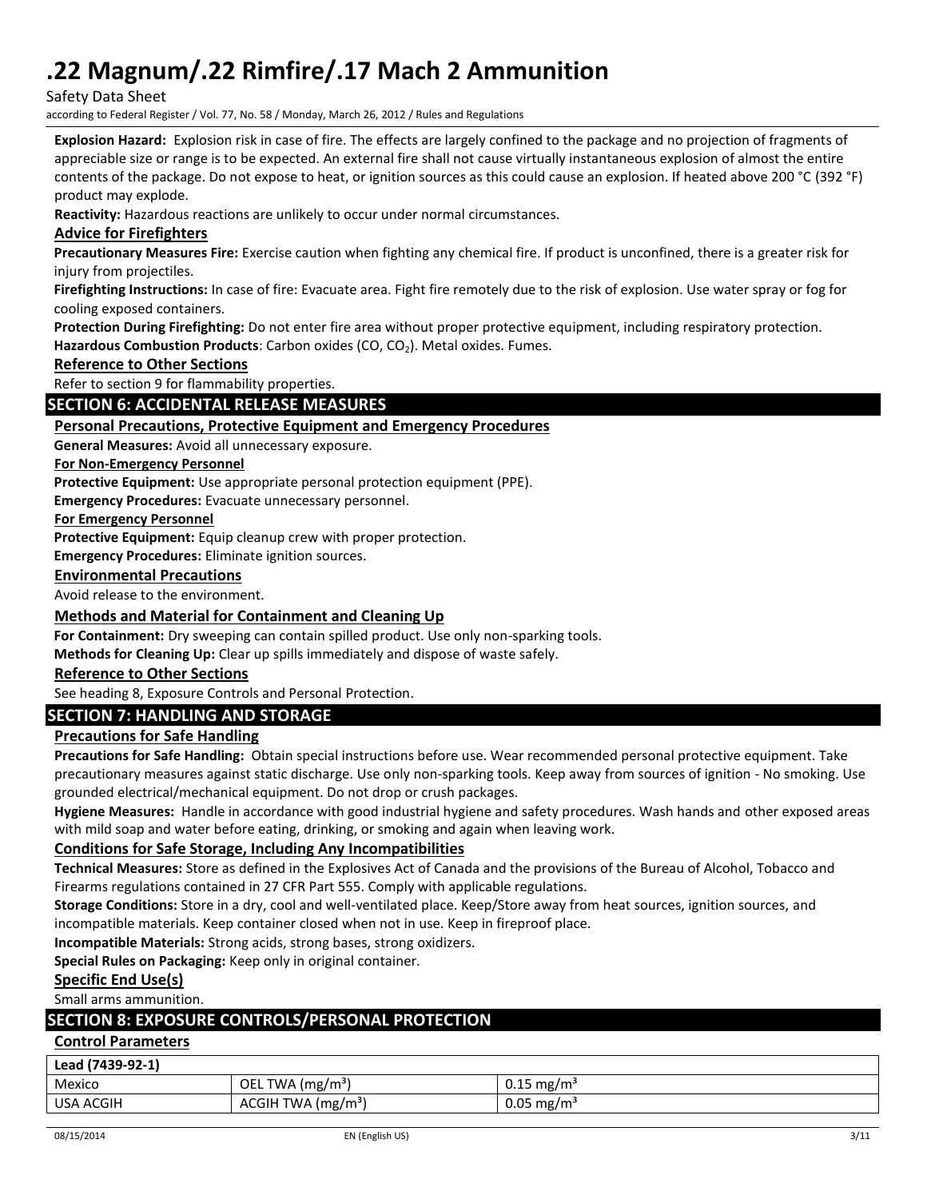**Explosion Hazard:** Explosion risk in case of fire. The effects are largely confined to the package and no projection of fragments of appreciable size or range is to be expected. An external fire shall not cause virtually instantaneous explosion of almost the entire contents of the package. Do not expose to heat, or ignition sources as this could cause an explosion. If heated above 200 °C (392 °F) product may explode.

**Reactivity:** Hazardous reactions are unlikely to occur under normal circumstances.

### Advice for Firefighters

**Precautionary Measures Fire:** Exercise caution when fighting any chemical fire. If product is unconfined, there is a greater risk for injury from projectiles.

**Firefighting Instructions:** In case of fire: Evacuate area. Fight fire remotely due to the risk of explosion. Use water spray or fog for cooling exposed containers.

**Protection During Firefighting:** Do not enter fire area without proper protective equipment, including respiratory protection.

**Hazardous Combustion Products**: Carbon oxides (CO, $CO_2$). Metal oxides. Fumes.

### Reference to Other Sections

Refer to section 9 for flammability properties.

## SECTION 6: ACCIDENTAL RELEASE MEASURES

### Personal Precautions, Protective Equipment and Emergency Procedures

**General Measures:** Avoid all unnecessary exposure.

**For Non-Emergency Personnel**

**Protective Equipment:** Use appropriate personal protection equipment (PPE).

**Emergency Procedures:** Evacuate unnecessary personnel.

**For Emergency Personnel**

**Protective Equipment:** Equip cleanup crew with proper protection.

**Emergency Procedures:** Eliminate ignition sources.

### Environmental Precautions

Avoid release to the environment.

### Methods and Material for Containment and Cleaning Up

**For Containment:** Dry sweeping can contain spilled product. Use only non-sparking tools.

**Methods for Cleaning Up:** Clear up spills immediately and dispose of waste safely.

### Reference to Other Sections

See heading 8, Exposure Controls and Personal Protection.

## SECTION 7: HANDLING AND STORAGE

### Precautions for Safe Handling

**Precautions for Safe Handling:** Obtain special instructions before use. Wear recommended personal protective equipment. Take precautionary measures against static discharge. Use only non-sparking tools. Keep away from sources of ignition - No smoking. Use grounded electrical/mechanical equipment. Do not drop or crush packages.

**Hygiene Measures:** Handle in accordance with good industrial hygiene and safety procedures. Wash hands and other exposed areas with mild soap and water before eating, drinking, or smoking and again when leaving work.

### Conditions for Safe Storage, Including Any Incompatibilities

**Technical Measures:** Store as defined in the Explosives Act of Canada and the provisions of the Bureau of Alcohol, Tobacco and Firearms regulations contained in 27 CFR Part 555. Comply with applicable regulations.

**Storage Conditions:** Store in a dry, cool and well-ventilated place. Keep/Store away from heat sources, ignition sources, and incompatible materials. Keep container closed when not in use. Keep in fireproof place.

**Incompatible Materials:** Strong acids, strong bases, strong oxidizers.

**Special Rules on Packaging:** Keep only in original container.

### Specific End Use(s)

Small arms ammunition.

## SECTION 8: EXPOSURE CONTROLS/PERSONAL PROTECTION

### Control Parameters

| Lead (7439-92-1) | | |
|---|---|---|
| Mexico | OEL TWA ($mg/m^3$) | 0.15 $mg/m^3$ |
| USA ACGIH | ACGIH TWA ($mg/m^3$) | 0.05 $mg/m^3$ |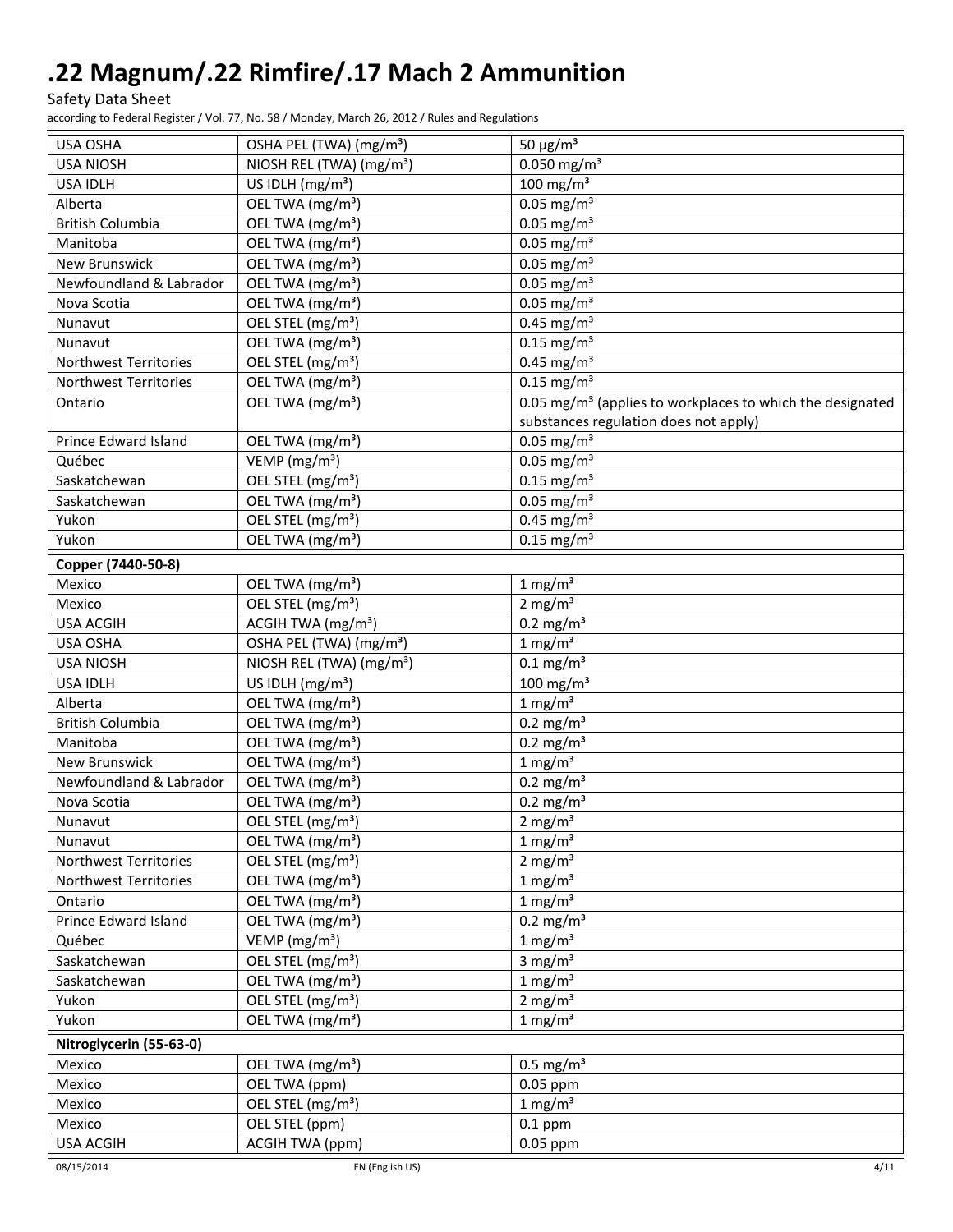| | | |
|---|---|---|
| USA OSHA | OSHA PEL (TWA) (mg/m³) | 50 µg/m³ |
| USA NIOSH | NIOSH REL (TWA) (mg/m³) | 0.050 mg/m³ |
| USA IDLH | US IDLH (mg/m³) | 100 mg/m³ |
| Alberta | OEL TWA (mg/m³) | 0.05 mg/m³ |
| British Columbia | OEL TWA (mg/m³) | 0.05 mg/m³ |
| Manitoba | OEL TWA (mg/m³) | 0.05 mg/m³ |
| New Brunswick | OEL TWA (mg/m³) | 0.05 mg/m³ |
| Newfoundland & Labrador | OEL TWA (mg/m³) | 0.05 mg/m³ |
| Nova Scotia | OEL TWA (mg/m³) | 0.05 mg/m³ |
| Nunavut | OEL STEL (mg/m³) | 0.45 mg/m³ |
| Nunavut | OEL TWA (mg/m³) | 0.15 mg/m³ |
| Northwest Territories | OEL STEL (mg/m³) | 0.45 mg/m³ |
| Northwest Territories | OEL TWA (mg/m³) | 0.15 mg/m³ |
| Ontario | OEL TWA (mg/m³) | 0.05 mg/m³ (applies to workplaces to which the designated substances regulation does not apply) |
| Prince Edward Island | OEL TWA (mg/m³) | 0.05 mg/m³ |
| Québec | VEMP (mg/m³) | 0.05 mg/m³ |
| Saskatchewan | OEL STEL (mg/m³) | 0.15 mg/m³ |
| Saskatchewan | OEL TWA (mg/m³) | 0.05 mg/m³ |
| Yukon | OEL STEL (mg/m³) | 0.45 mg/m³ |
| Yukon | OEL TWA (mg/m³) | 0.15 mg/m³ |

| **Copper (7440-50-8)** | | |
|---|---|---|
| Mexico | OEL TWA (mg/m³) | 1 mg/m³ |
| Mexico | OEL STEL (mg/m³) | 2 mg/m³ |
| USA ACGIH | ACGIH TWA (mg/m³) | 0.2 mg/m³ |
| USA OSHA | OSHA PEL (TWA) (mg/m³) | 1 mg/m³ |
| USA NIOSH | NIOSH REL (TWA) (mg/m³) | 0.1 mg/m³ |
| USA IDLH | US IDLH (mg/m³) | 100 mg/m³ |
| Alberta | OEL TWA (mg/m³) | 1 mg/m³ |
| British Columbia | OEL TWA (mg/m³) | 0.2 mg/m³ |
| Manitoba | OEL TWA (mg/m³) | 0.2 mg/m³ |
| New Brunswick | OEL TWA (mg/m³) | 1 mg/m³ |
| Newfoundland & Labrador | OEL TWA (mg/m³) | 0.2 mg/m³ |
| Nova Scotia | OEL TWA (mg/m³) | 0.2 mg/m³ |
| Nunavut | OEL STEL (mg/m³) | 2 mg/m³ |
| Nunavut | OEL TWA (mg/m³) | 1 mg/m³ |
| Northwest Territories | OEL STEL (mg/m³) | 2 mg/m³ |
| Northwest Territories | OEL TWA (mg/m³) | 1 mg/m³ |
| Ontario | OEL TWA (mg/m³) | 1 mg/m³ |
| Prince Edward Island | OEL TWA (mg/m³) | 0.2 mg/m³ |
| Québec | VEMP (mg/m³) | 1 mg/m³ |
| Saskatchewan | OEL STEL (mg/m³) | 3 mg/m³ |
| Saskatchewan | OEL TWA (mg/m³) | 1 mg/m³ |
| Yukon | OEL STEL (mg/m³) | 2 mg/m³ |
| Yukon | OEL TWA (mg/m³) | 1 mg/m³ |

| **Nitroglycerin (55-63-0)** | | |
|---|---|---|
| Mexico | OEL TWA (mg/m³) | 0.5 mg/m³ |
| Mexico | OEL TWA (ppm) | 0.05 ppm |
| Mexico | OEL STEL (mg/m³) | 1 mg/m³ |
| Mexico | OEL STEL (ppm) | 0.1 ppm |
| USA ACGIH | ACGIH TWA (ppm) | 0.05 ppm |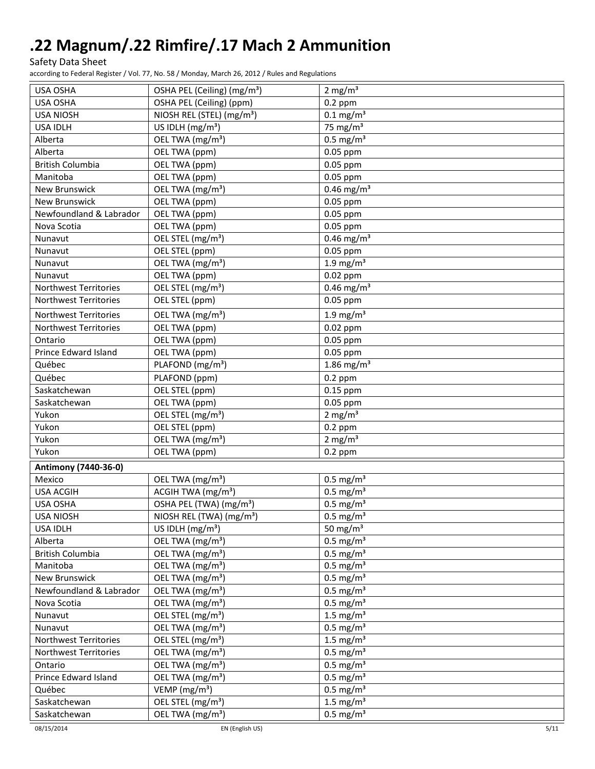| | | |
|---|---|---|
| USA OSHA | OSHA PEL (Ceiling) (mg/m³) | 2 mg/m³ |
| USA OSHA | OSHA PEL (Ceiling) (ppm) | 0.2 ppm |
| USA NIOSH | NIOSH REL (STEL) (mg/m³) | 0.1 mg/m³ |
| USA IDLH | US IDLH (mg/m³) | 75 mg/m³ |
| Alberta | OEL TWA (mg/m³) | 0.5 mg/m³ |
| Alberta | OEL TWA (ppm) | 0.05 ppm |
| British Columbia | OEL TWA (ppm) | 0.05 ppm |
| Manitoba | OEL TWA (ppm) | 0.05 ppm |
| New Brunswick | OEL TWA (mg/m³) | 0.46 mg/m³ |
| New Brunswick | OEL TWA (ppm) | 0.05 ppm |
| Newfoundland & Labrador | OEL TWA (ppm) | 0.05 ppm |
| Nova Scotia | OEL TWA (ppm) | 0.05 ppm |
| Nunavut | OEL STEL (mg/m³) | 0.46 mg/m³ |
| Nunavut | OEL STEL (ppm) | 0.05 ppm |
| Nunavut | OEL TWA (mg/m³) | 1.9 mg/m³ |
| Nunavut | OEL TWA (ppm) | 0.02 ppm |
| Northwest Territories | OEL STEL (mg/m³) | 0.46 mg/m³ |
| Northwest Territories | OEL STEL (ppm) | 0.05 ppm |
| Northwest Territories | OEL TWA (mg/m³) | 1.9 mg/m³ |
| Northwest Territories | OEL TWA (ppm) | 0.02 ppm |
| Ontario | OEL TWA (ppm) | 0.05 ppm |
| Prince Edward Island | OEL TWA (ppm) | 0.05 ppm |
| Québec | PLAFOND (mg/m³) | 1.86 mg/m³ |
| Québec | PLAFOND (ppm) | 0.2 ppm |
| Saskatchewan | OEL STEL (ppm) | 0.15 ppm |
| Saskatchewan | OEL TWA (ppm) | 0.05 ppm |
| Yukon | OEL STEL (mg/m³) | 2 mg/m³ |
| Yukon | OEL STEL (ppm) | 0.2 ppm |
| Yukon | OEL TWA (mg/m³) | 2 mg/m³ |
| Yukon | OEL TWA (ppm) | 0.2 ppm |
| **Antimony (7440-36-0)** | | |
| Mexico | OEL TWA (mg/m³) | 0.5 mg/m³ |
| USA ACGIH | ACGIH TWA (mg/m³) | 0.5 mg/m³ |
| USA OSHA | OSHA PEL (TWA) (mg/m³) | 0.5 mg/m³ |
| USA NIOSH | NIOSH REL (TWA) (mg/m³) | 0.5 mg/m³ |
| USA IDLH | US IDLH (mg/m³) | 50 mg/m³ |
| Alberta | OEL TWA (mg/m³) | 0.5 mg/m³ |
| British Columbia | OEL TWA (mg/m³) | 0.5 mg/m³ |
| Manitoba | OEL TWA (mg/m³) | 0.5 mg/m³ |
| New Brunswick | OEL TWA (mg/m³) | 0.5 mg/m³ |
| Newfoundland & Labrador | OEL TWA (mg/m³) | 0.5 mg/m³ |
| Nova Scotia | OEL TWA (mg/m³) | 0.5 mg/m³ |
| Nunavut | OEL STEL (mg/m³) | 1.5 mg/m³ |
| Nunavut | OEL TWA (mg/m³) | 0.5 mg/m³ |
| Northwest Territories | OEL STEL (mg/m³) | 1.5 mg/m³ |
| Northwest Territories | OEL TWA (mg/m³) | 0.5 mg/m³ |
| Ontario | OEL TWA (mg/m³) | 0.5 mg/m³ |
| Prince Edward Island | OEL TWA (mg/m³) | 0.5 mg/m³ |
| Québec | VEMP (mg/m³) | 0.5 mg/m³ |
| Saskatchewan | OEL STEL (mg/m³) | 1.5 mg/m³ |
| Saskatchewan | OEL TWA (mg/m³) | 0.5 mg/m³ |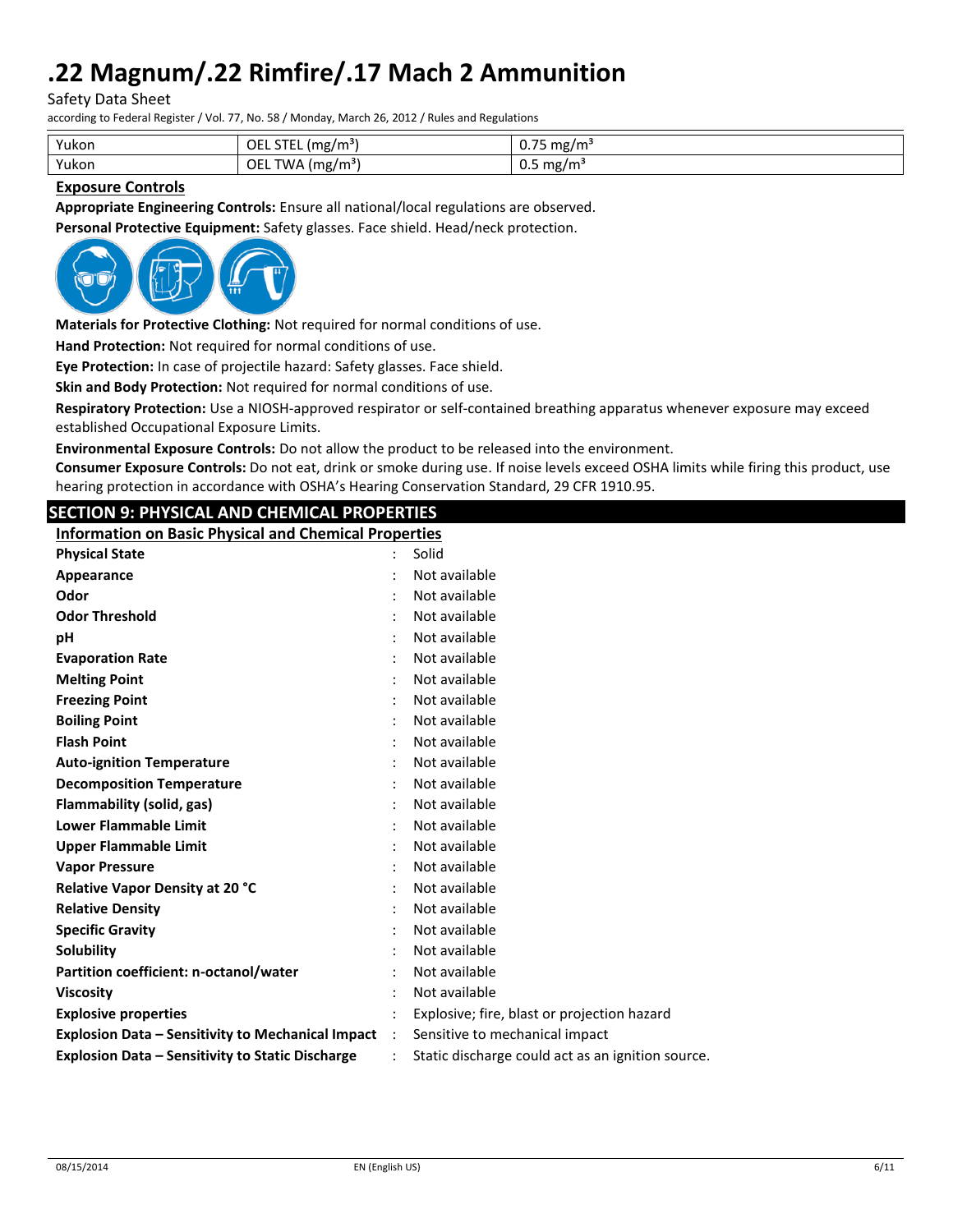| Yukon | OEL STEL (mg/m³) | 0.75 mg/m³ |
|---|---|---|
| Yukon | OEL TWA (mg/m³) | 0.5 mg/m³ |

### Exposure Controls

**Appropriate Engineering Controls:** Ensure all national/local regulations are observed.

**Personal Protective Equipment:** Safety glasses. Face shield. Head/neck protection.

**Materials for Protective Clothing:** Not required for normal conditions of use.

**Hand Protection:** Not required for normal conditions of use.

**Eye Protection:** In case of projectile hazard: Safety glasses. Face shield.

**Skin and Body Protection:** Not required for normal conditions of use.

**Respiratory Protection:** Use a NIOSH-approved respirator or self-contained breathing apparatus whenever exposure may exceed established Occupational Exposure Limits.

**Environmental Exposure Controls:** Do not allow the product to be released into the environment.

**Consumer Exposure Controls:** Do not eat, drink or smoke during use. If noise levels exceed OSHA limits while firing this product, use hearing protection in accordance with OSHA's Hearing Conservation Standard, 29 CFR 1910.95.

## SECTION 9: PHYSICAL AND CHEMICAL PROPERTIES

### Information on Basic Physical and Chemical Properties

| Property | Value |
|---|---|
| **Physical State** | Solid |
| **Appearance** | Not available |
| **Odor** | Not available |
| **Odor Threshold** | Not available |
| **pH** | Not available |
| **Evaporation Rate** | Not available |
| **Melting Point** | Not available |
| **Freezing Point** | Not available |
| **Boiling Point** | Not available |
| **Flash Point** | Not available |
| **Auto-ignition Temperature** | Not available |
| **Decomposition Temperature** | Not available |
| **Flammability (solid, gas)** | Not available |
| **Lower Flammable Limit** | Not available |
| **Upper Flammable Limit** | Not available |
| **Vapor Pressure** | Not available |
| **Relative Vapor Density at 20 °C** | Not available |
| **Relative Density** | Not available |
| **Specific Gravity** | Not available |
| **Solubility** | Not available |
| **Partition coefficient: n-octanol/water** | Not available |
| **Viscosity** | Not available |
| **Explosive properties** | Explosive; fire, blast or projection hazard |
| **Explosion Data – Sensitivity to Mechanical Impact** | Sensitive to mechanical impact |
| **Explosion Data – Sensitivity to Static Discharge** | Static discharge could act as an ignition source. |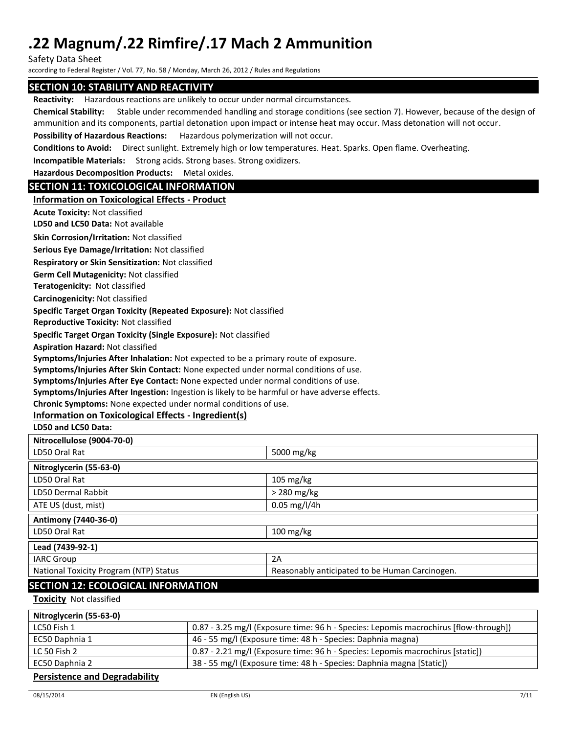## SECTION 10: STABILITY AND REACTIVITY

**Reactivity:** Hazardous reactions are unlikely to occur under normal circumstances.

**Chemical Stability:** Stable under recommended handling and storage conditions (see section 7). However, because of the design of ammunition and its components, partial detonation upon impact or intense heat may occur. Mass detonation will not occur.

**Possibility of Hazardous Reactions:** Hazardous polymerization will not occur.

**Conditions to Avoid:** Direct sunlight. Extremely high or low temperatures. Heat. Sparks. Open flame. Overheating.

**Incompatible Materials:** Strong acids. Strong bases. Strong oxidizers.

**Hazardous Decomposition Products:** Metal oxides.

## SECTION 11: TOXICOLOGICAL INFORMATION

**Information on Toxicological Effects - Product**

**Acute Toxicity:** Not classified

**LD50 and LC50 Data:** Not available

**Skin Corrosion/Irritation:** Not classified

**Serious Eye Damage/Irritation:** Not classified

**Respiratory or Skin Sensitization:** Not classified

**Germ Cell Mutagenicity:** Not classified

**Teratogenicity:** Not classified

**Carcinogenicity:** Not classified

**Specific Target Organ Toxicity (Repeated Exposure):** Not classified

**Reproductive Toxicity:** Not classified

**Specific Target Organ Toxicity (Single Exposure):** Not classified

**Aspiration Hazard:** Not classified

**Symptoms/Injuries After Inhalation:** Not expected to be a primary route of exposure.

**Symptoms/Injuries After Skin Contact:** None expected under normal conditions of use.

**Symptoms/Injuries After Eye Contact:** None expected under normal conditions of use.

**Symptoms/Injuries After Ingestion:** Ingestion is likely to be harmful or have adverse effects.

**Chronic Symptoms:** None expected under normal conditions of use.

**Information on Toxicological Effects - Ingredient(s)**

**LD50 and LC50 Data:**

| Nitrocellulose (9004-70-0) | |
|---|---|
| LD50 Oral Rat | 5000 mg/kg |

| Nitroglycerin (55-63-0) | |
|---|---|
| LD50 Oral Rat | 105 mg/kg |
| LD50 Dermal Rabbit | > 280 mg/kg |
| ATE US (dust, mist) | 0.05 mg/l/4h |

| Antimony (7440-36-0) | |
|---|---|
| LD50 Oral Rat | 100 mg/kg |

| Lead (7439-92-1) | |
|---|---|
| IARC Group | 2A |
| National Toxicity Program (NTP) Status | Reasonably anticipated to be Human Carcinogen. |

## SECTION 12: ECOLOGICAL INFORMATION

**Toxicity** Not classified

| Nitroglycerin (55-63-0) | |
|---|---|
| LC50 Fish 1 | 0.87 - 3.25 mg/l (Exposure time: 96 h - Species: Lepomis macrochirus [flow-through]) |
| EC50 Daphnia 1 | 46 - 55 mg/l (Exposure time: 48 h - Species: Daphnia magna) |
| LC 50 Fish 2 | 0.87 - 2.21 mg/l (Exposure time: 96 h - Species: Lepomis macrochirus [static]) |
| EC50 Daphnia 2 | 38 - 55 mg/l (Exposure time: 48 h - Species: Daphnia magna [Static]) |

**Persistence and Degradability**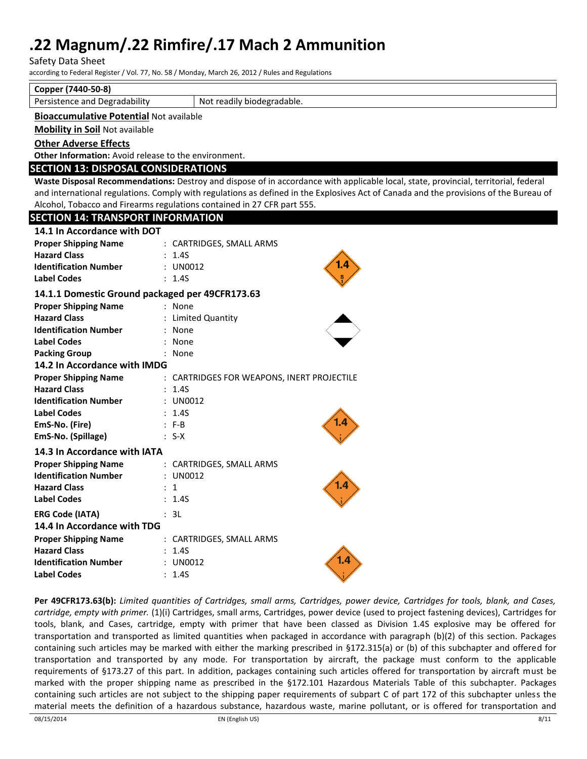| Copper (7440-50-8) | |
|---|---|
| Persistence and Degradability | Not readily biodegradable. |

**Bioaccumulative Potential** Not available

**Mobility in Soil** Not available

**Other Adverse Effects**

**Other Information:** Avoid release to the environment.

## SECTION 13: DISPOSAL CONSIDERATIONS

**Waste Disposal Recommendations:** Destroy and dispose of in accordance with applicable local, state, provincial, territorial, federal and international regulations. Comply with regulations as defined in the Explosives Act of Canada and the provisions of the Bureau of Alcohol, Tobacco and Firearms regulations contained in 27 CFR part 555.

## SECTION 14: TRANSPORT INFORMATION

### 14.1 In Accordance with DOT

**Proper Shipping Name** : CARTRIDGES, SMALL ARMS
**Hazard Class** : 1.4S
**Identification Number** : UN0012
**Label Codes** : 1.4S

### 14.1.1 Domestic Ground packaged per 49CFR173.63

**Proper Shipping Name** : None
**Hazard Class** : Limited Quantity
**Identification Number** : None
**Label Codes** : None
**Packing Group** : None

### 14.2 In Accordance with IMDG

**Proper Shipping Name** : CARTRIDGES FOR WEAPONS, INERT PROJECTILE
**Hazard Class** : 1.4S
**Identification Number** : UN0012
**Label Codes** : 1.4S
**EmS-No. (Fire)** : F-B
**EmS-No. (Spillage)** : S-X

### 14.3 In Accordance with IATA

**Proper Shipping Name** : CARTRIDGES, SMALL ARMS
**Identification Number** : UN0012
**Hazard Class** : 1
**Label Codes** : 1.4S

**ERG Code (IATA)** : 3L

### 14.4 In Accordance with TDG

**Proper Shipping Name** : CARTRIDGES, SMALL ARMS
**Hazard Class** : 1.4S
**Identification Number** : UN0012
**Label Codes** : 1.4S

**Per 49CFR173.63(b):** *Limited quantities of Cartridges, small arms, Cartridges, power device, Cartridges for tools, blank, and Cases, cartridge, empty with primer.* (1)(i) Cartridges, small arms, Cartridges, power device (used to project fastening devices), Cartridges for tools, blank, and Cases, cartridge, empty with primer that have been classed as Division 1.4S explosive may be offered for transportation and transported as limited quantities when packaged in accordance with paragraph (b)(2) of this section. Packages containing such articles may be marked with either the marking prescribed in §172.315(a) or (b) of this subchapter and offered for transportation and transported by any mode. For transportation by aircraft, the package must conform to the applicable requirements of §173.27 of this part. In addition, packages containing such articles offered for transportation by aircraft must be marked with the proper shipping name as prescribed in the §172.101 Hazardous Materials Table of this subchapter. Packages containing such articles are not subject to the shipping paper requirements of subpart C of part 172 of this subchapter unless the material meets the definition of a hazardous substance, hazardous waste, marine pollutant, or is offered for transportation and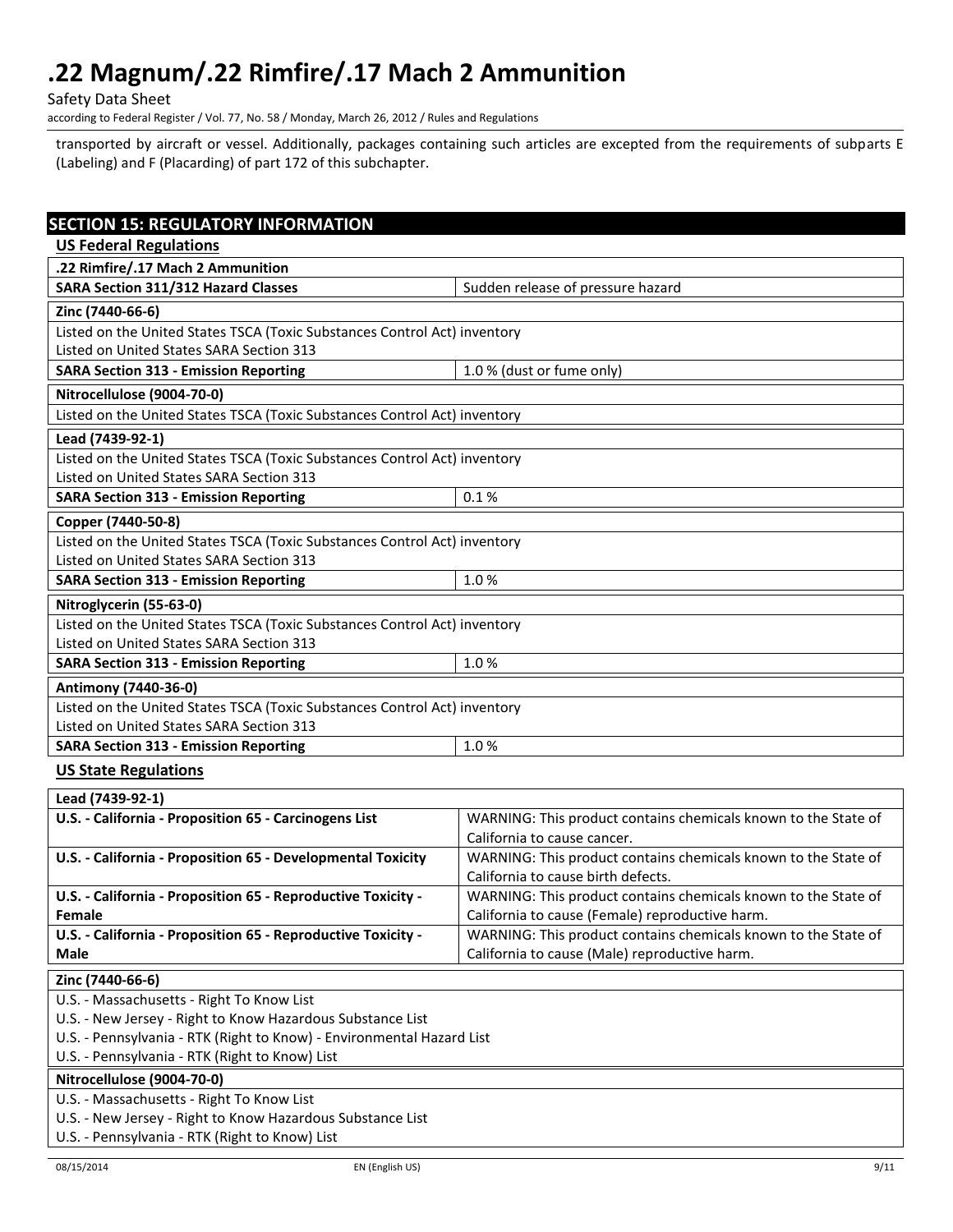transported by aircraft or vessel. Additionally, packages containing such articles are excepted from the requirements of subparts E (Labeling) and F (Placarding) of part 172 of this subchapter.

## SECTION 15: REGULATORY INFORMATION

### US Federal Regulations

| .22 Rimfire/.17 Mach 2 Ammunition | |
|---|---|
| **SARA Section 311/312 Hazard Classes** | Sudden release of pressure hazard |

| Zinc (7440-66-6) | |
|---|---|
| Listed on the United States TSCA (Toxic Substances Control Act) inventory | |
| Listed on United States SARA Section 313 | |
| **SARA Section 313 - Emission Reporting** | 1.0 % (dust or fume only) |

| Nitrocellulose (9004-70-0) |
|---|
| Listed on the United States TSCA (Toxic Substances Control Act) inventory |

| Lead (7439-92-1) | |
|---|---|
| Listed on the United States TSCA (Toxic Substances Control Act) inventory | |
| Listed on United States SARA Section 313 | |
| **SARA Section 313 - Emission Reporting** | 0.1 % |

| Copper (7440-50-8) | |
|---|---|
| Listed on the United States TSCA (Toxic Substances Control Act) inventory | |
| Listed on United States SARA Section 313 | |
| **SARA Section 313 - Emission Reporting** | 1.0 % |

| Nitroglycerin (55-63-0) | |
|---|---|
| Listed on the United States TSCA (Toxic Substances Control Act) inventory | |
| Listed on United States SARA Section 313 | |
| **SARA Section 313 - Emission Reporting** | 1.0 % |

| Antimony (7440-36-0) | |
|---|---|
| Listed on the United States TSCA (Toxic Substances Control Act) inventory | |
| Listed on United States SARA Section 313 | |
| **SARA Section 313 - Emission Reporting** | 1.0 % |

### US State Regulations

| Lead (7439-92-1) | |
|---|---|
| **U.S. - California - Proposition 65 - Carcinogens List** | WARNING: This product contains chemicals known to the State of California to cause cancer. |
| **U.S. - California - Proposition 65 - Developmental Toxicity** | WARNING: This product contains chemicals known to the State of California to cause birth defects. |
| **U.S. - California - Proposition 65 - Reproductive Toxicity - Female** | WARNING: This product contains chemicals known to the State of California to cause (Female) reproductive harm. |
| **U.S. - California - Proposition 65 - Reproductive Toxicity - Male** | WARNING: This product contains chemicals known to the State of California to cause (Male) reproductive harm. |

| Zinc (7440-66-6) |
|---|
| U.S. - Massachusetts - Right To Know List |
| U.S. - New Jersey - Right to Know Hazardous Substance List |
| U.S. - Pennsylvania - RTK (Right to Know) - Environmental Hazard List |
| U.S. - Pennsylvania - RTK (Right to Know) List |

| Nitrocellulose (9004-70-0) |
|---|
| U.S. - Massachusetts - Right To Know List |
| U.S. - New Jersey - Right to Know Hazardous Substance List |
| U.S. - Pennsylvania - RTK (Right to Know) List |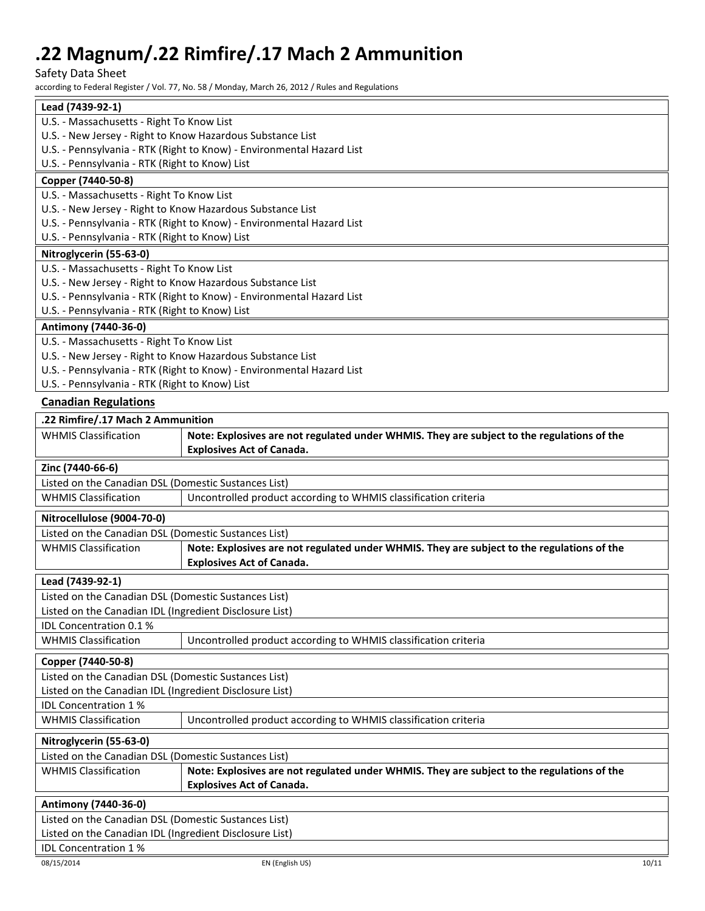| Lead (7439-92-1) |
|---|
| U.S. - Massachusetts - Right To Know List |
| U.S. - New Jersey - Right to Know Hazardous Substance List |
| U.S. - Pennsylvania - RTK (Right to Know) - Environmental Hazard List |
| U.S. - Pennsylvania - RTK (Right to Know) List |

| Copper (7440-50-8) |
|---|
| U.S. - Massachusetts - Right To Know List |
| U.S. - New Jersey - Right to Know Hazardous Substance List |
| U.S. - Pennsylvania - RTK (Right to Know) - Environmental Hazard List |
| U.S. - Pennsylvania - RTK (Right to Know) List |

| Nitroglycerin (55-63-0) |
|---|
| U.S. - Massachusetts - Right To Know List |
| U.S. - New Jersey - Right to Know Hazardous Substance List |
| U.S. - Pennsylvania - RTK (Right to Know) - Environmental Hazard List |
| U.S. - Pennsylvania - RTK (Right to Know) List |

| Antimony (7440-36-0) |
|---|
| U.S. - Massachusetts - Right To Know List |
| U.S. - New Jersey - Right to Know Hazardous Substance List |
| U.S. - Pennsylvania - RTK (Right to Know) - Environmental Hazard List |
| U.S. - Pennsylvania - RTK (Right to Know) List |

## Canadian Regulations

| .22 Rimfire/.17 Mach 2 Ammunition | |
|---|---|
| WHMIS Classification | **Note: Explosives are not regulated under WHMIS. They are subject to the regulations of the Explosives Act of Canada.** |

| Zinc (7440-66-6) | |
|---|---|
| Listed on the Canadian DSL (Domestic Substances List) | |
| WHMIS Classification | Uncontrolled product according to WHMIS classification criteria |

| Nitrocellulose (9004-70-0) | |
|---|---|
| Listed on the Canadian DSL (Domestic Substances List) | |
| WHMIS Classification | **Note: Explosives are not regulated under WHMIS. They are subject to the regulations of the Explosives Act of Canada.** |

| Lead (7439-92-1) | |
|---|---|
| Listed on the Canadian DSL (Domestic Substances List) | |
| Listed on the Canadian IDL (Ingredient Disclosure List) | |
| IDL Concentration 0.1 % | |
| WHMIS Classification | Uncontrolled product according to WHMIS classification criteria |

| Copper (7440-50-8) | |
|---|---|
| Listed on the Canadian DSL (Domestic Substances List) | |
| Listed on the Canadian IDL (Ingredient Disclosure List) | |
| IDL Concentration 1 % | |
| WHMIS Classification | Uncontrolled product according to WHMIS classification criteria |

| Nitroglycerin (55-63-0) | |
|---|---|
| Listed on the Canadian DSL (Domestic Substances List) | |
| WHMIS Classification | **Note: Explosives are not regulated under WHMIS. They are subject to the regulations of the Explosives Act of Canada.** |

| Antimony (7440-36-0) |
|---|
| Listed on the Canadian DSL (Domestic Substances List) |
| Listed on the Canadian IDL (Ingredient Disclosure List) |
| IDL Concentration 1 % |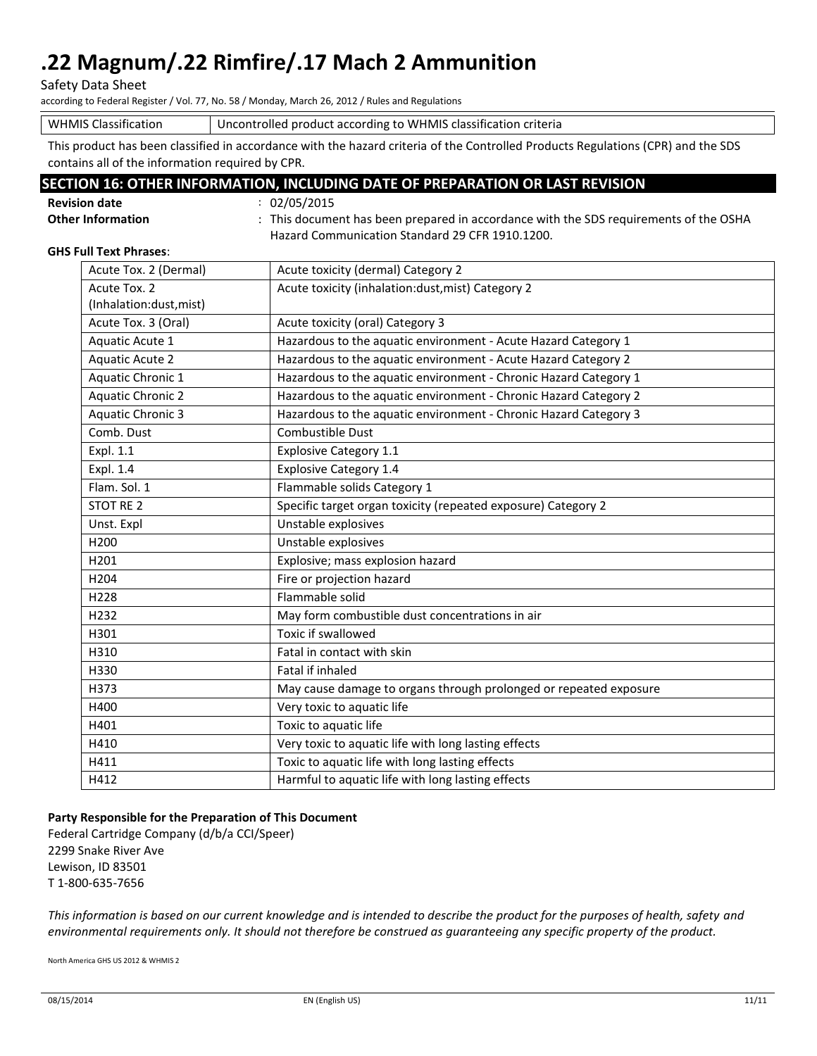| | |
|---|---|
| WHMIS Classification | Uncontrolled product according to WHMIS classification criteria |

This product has been classified in accordance with the hazard criteria of the Controlled Products Regulations (CPR) and the SDS contains all of the information required by CPR.

## SECTION 16: OTHER INFORMATION, INCLUDING DATE OF PREPARATION OR LAST REVISION

**Revision date** : 02/05/2015

**Other Information** : This document has been prepared in accordance with the SDS requirements of the OSHA Hazard Communication Standard 29 CFR 1910.1200.

**GHS Full Text Phrases**:

| | |
|---|---|
| Acute Tox. 2 (Dermal) | Acute toxicity (dermal) Category 2 |
| Acute Tox. 2 (Inhalation:dust,mist) | Acute toxicity (inhalation:dust,mist) Category 2 |
| Acute Tox. 3 (Oral) | Acute toxicity (oral) Category 3 |
| Aquatic Acute 1 | Hazardous to the aquatic environment - Acute Hazard Category 1 |
| Aquatic Acute 2 | Hazardous to the aquatic environment - Acute Hazard Category 2 |
| Aquatic Chronic 1 | Hazardous to the aquatic environment - Chronic Hazard Category 1 |
| Aquatic Chronic 2 | Hazardous to the aquatic environment - Chronic Hazard Category 2 |
| Aquatic Chronic 3 | Hazardous to the aquatic environment - Chronic Hazard Category 3 |
| Comb. Dust | Combustible Dust |
| Expl. 1.1 | Explosive Category 1.1 |
| Expl. 1.4 | Explosive Category 1.4 |
| Flam. Sol. 1 | Flammable solids Category 1 |
| STOT RE 2 | Specific target organ toxicity (repeated exposure) Category 2 |
| Unst. Expl | Unstable explosives |
| H200 | Unstable explosives |
| H201 | Explosive; mass explosion hazard |
| H204 | Fire or projection hazard |
| H228 | Flammable solid |
| H232 | May form combustible dust concentrations in air |
| H301 | Toxic if swallowed |
| H310 | Fatal in contact with skin |
| H330 | Fatal if inhaled |
| H373 | May cause damage to organs through prolonged or repeated exposure |
| H400 | Very toxic to aquatic life |
| H401 | Toxic to aquatic life |
| H410 | Very toxic to aquatic life with long lasting effects |
| H411 | Toxic to aquatic life with long lasting effects |
| H412 | Harmful to aquatic life with long lasting effects |

**Party Responsible for the Preparation of This Document**

Federal Cartridge Company (d/b/a CCI/Speer)
2299 Snake River Ave
Lewison, ID 83501
T 1-800-635-7656

*This information is based on our current knowledge and is intended to describe the product for the purposes of health, safety and environmental requirements only. It should not therefore be construed as guaranteeing any specific property of the product.*

North America GHS US 2012 & WHMIS 2